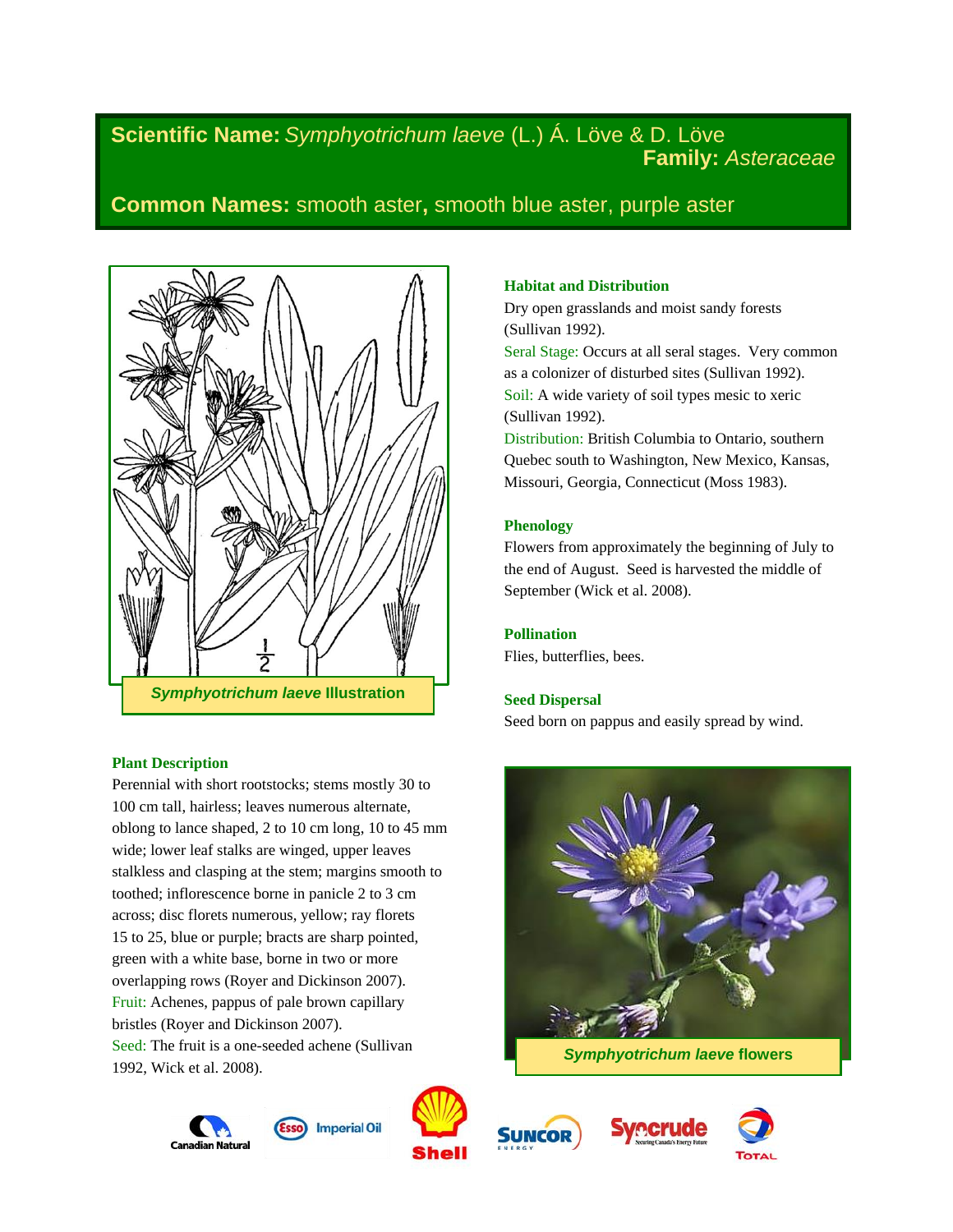**Scientific Name:** *Symphyotrichum laeve* (L.) Á. Löve & D. Löve
**Family:** *Asteraceae*

**Common Names:** smooth aster**,** smooth blue aster, purple aster

*Symphyotrichum laeve* Illustration

### Plant Description

Perennial with short rootstocks; stems mostly 30 to 100 cm tall, hairless; leaves numerous alternate, oblong to lance shaped, 2 to 10 cm long, 10 to 45 mm wide; lower leaf stalks are winged, upper leaves stalkless and clasping at the stem; margins smooth to toothed; inflorescence borne in panicle 2 to 3 cm across; disc florets numerous, yellow; ray florets 15 to 25, blue or purple; bracts are sharp pointed, green with a white base, borne in two or more overlapping rows (Royer and Dickinson 2007).

Fruit: Achenes, pappus of pale brown capillary bristles (Royer and Dickinson 2007).

Seed: The fruit is a one-seeded achene (Sullivan 1992, Wick et al. 2008).

### Habitat and Distribution

Dry open grasslands and moist sandy forests (Sullivan 1992).

Seral Stage: Occurs at all seral stages. Very common as a colonizer of disturbed sites (Sullivan 1992).

Soil: A wide variety of soil types mesic to xeric (Sullivan 1992).

Distribution: British Columbia to Ontario, southern Quebec south to Washington, New Mexico, Kansas, Missouri, Georgia, Connecticut (Moss 1983).

### Phenology

Flowers from approximately the beginning of July to the end of August. Seed is harvested the middle of September (Wick et al. 2008).

### Pollination

Flies, butterflies, bees.

### Seed Dispersal

Seed born on pappus and easily spread by wind.

*Symphyotrichum laeve* flowers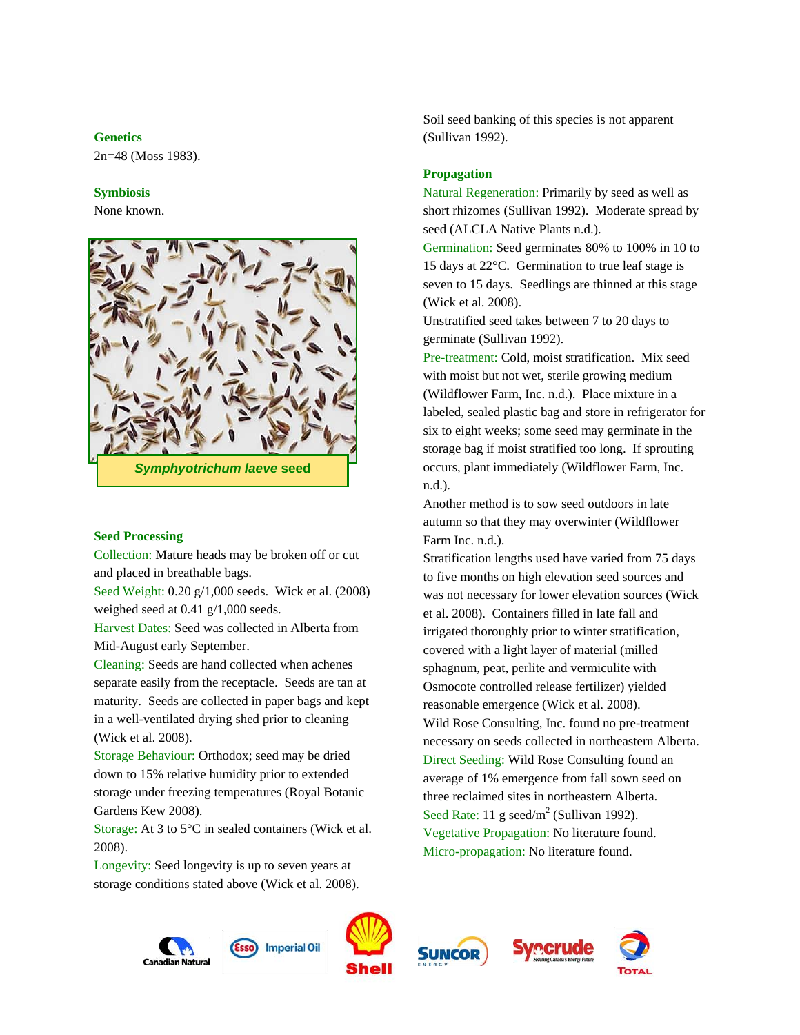### Genetics

2n=48 (Moss 1983).

### Symbiosis

None known.

*Symphyotrichum laeve* seed

### Seed Processing

Collection: Mature heads may be broken off or cut and placed in breathable bags.

Seed Weight: 0.20 g/1,000 seeds. Wick et al. (2008) weighed seed at 0.41 g/1,000 seeds.

Harvest Dates: Seed was collected in Alberta from Mid-August early September.

Cleaning: Seeds are hand collected when achenes separate easily from the receptacle. Seeds are tan at maturity. Seeds are collected in paper bags and kept in a well-ventilated drying shed prior to cleaning (Wick et al. 2008).

Storage Behaviour: Orthodox; seed may be dried down to 15% relative humidity prior to extended storage under freezing temperatures (Royal Botanic Gardens Kew 2008).

Storage: At 3 to 5°C in sealed containers (Wick et al. 2008).

Longevity: Seed longevity is up to seven years at storage conditions stated above (Wick et al. 2008).

Soil seed banking of this species is not apparent (Sullivan 1992).

### Propagation

Natural Regeneration: Primarily by seed as well as short rhizomes (Sullivan 1992). Moderate spread by seed (ALCLA Native Plants n.d.).

Germination: Seed germinates 80% to 100% in 10 to 15 days at 22°C. Germination to true leaf stage is seven to 15 days. Seedlings are thinned at this stage (Wick et al. 2008).

Unstratified seed takes between 7 to 20 days to germinate (Sullivan 1992).

Pre-treatment: Cold, moist stratification. Mix seed with moist but not wet, sterile growing medium (Wildflower Farm, Inc. n.d.). Place mixture in a labeled, sealed plastic bag and store in refrigerator for six to eight weeks; some seed may germinate in the storage bag if moist stratified too long. If sprouting occurs, plant immediately (Wildflower Farm, Inc. n.d.).

Another method is to sow seed outdoors in late autumn so that they may overwinter (Wildflower Farm Inc. n.d.).

Stratification lengths used have varied from 75 days to five months on high elevation seed sources and was not necessary for lower elevation sources (Wick et al. 2008). Containers filled in late fall and irrigated thoroughly prior to winter stratification, covered with a light layer of material (milled sphagnum, peat, perlite and vermiculite with Osmocote controlled release fertilizer) yielded reasonable emergence (Wick et al. 2008).

Wild Rose Consulting, Inc. found no pre-treatment necessary on seeds collected in northeastern Alberta.

Direct Seeding: Wild Rose Consulting found an average of 1% emergence from fall sown seed on three reclaimed sites in northeastern Alberta.

Seed Rate: 11 g seed/m$^2$ (Sullivan 1992).

Vegetative Propagation: No literature found.

Micro-propagation: No literature found.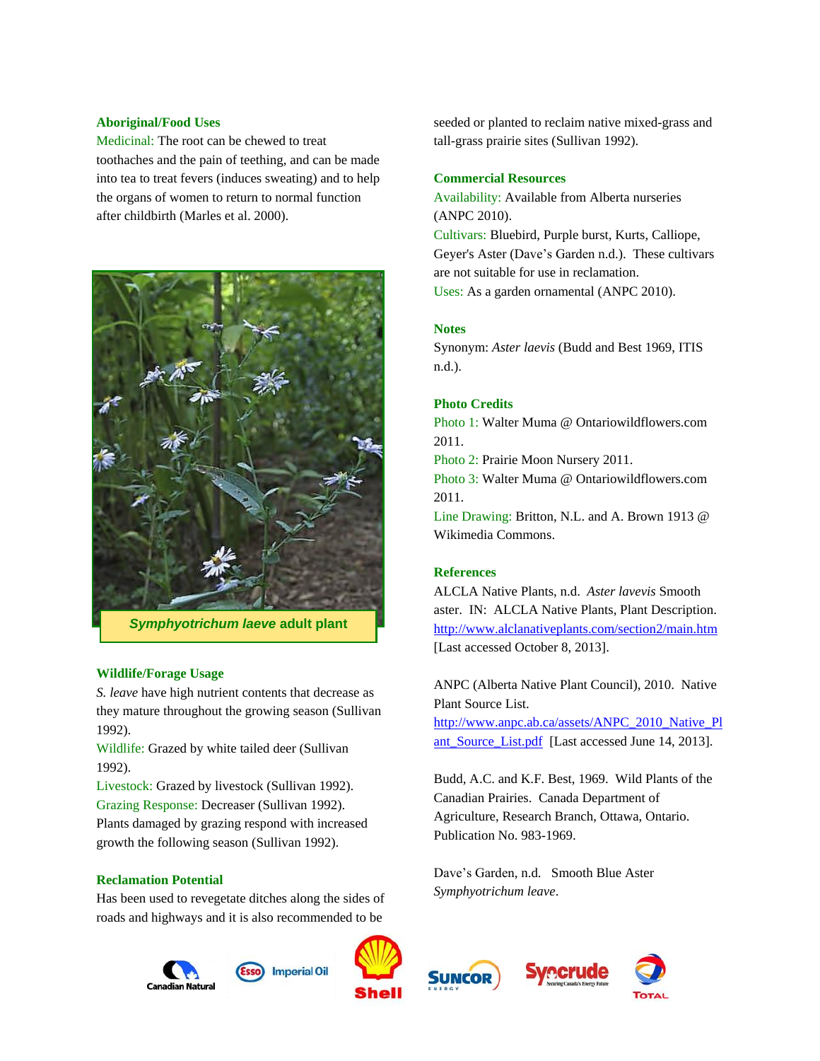### Aboriginal/Food Uses

Medicinal: The root can be chewed to treat toothaches and the pain of teething, and can be made into tea to treat fevers (induces sweating) and to help the organs of women to return to normal function after childbirth (Marles et al. 2000).

***Symphyotrichum laeve* adult plant**

### Wildlife/Forage Usage

*S. leave* have high nutrient contents that decrease as they mature throughout the growing season (Sullivan 1992).

Wildlife: Grazed by white tailed deer (Sullivan 1992).

Livestock: Grazed by livestock (Sullivan 1992).

Grazing Response: Decreaser (Sullivan 1992). Plants damaged by grazing respond with increased growth the following season (Sullivan 1992).

### Reclamation Potential

Has been used to revegetate ditches along the sides of roads and highways and it is also recommended to be seeded or planted to reclaim native mixed-grass and tall-grass prairie sites (Sullivan 1992).

### Commercial Resources

Availability: Available from Alberta nurseries (ANPC 2010).

Cultivars: Bluebird, Purple burst, Kurts, Calliope, Geyer's Aster (Dave's Garden n.d.). These cultivars are not suitable for use in reclamation.

Uses: As a garden ornamental (ANPC 2010).

### Notes

Synonym: *Aster laevis* (Budd and Best 1969, ITIS n.d.).

### Photo Credits

Photo 1: Walter Muma @ Ontariowildflowers.com 2011.

Photo 2: Prairie Moon Nursery 2011.

Photo 3: Walter Muma @ Ontariowildflowers.com 2011.

Line Drawing: Britton, N.L. and A. Brown 1913 @ Wikimedia Commons.

### References

ALCLA Native Plants, n.d. *Aster lavevis* Smooth aster. IN: ALCLA Native Plants, Plant Description. http://www.alclanativeplants.com/section2/main.htm [Last accessed October 8, 2013].

ANPC (Alberta Native Plant Council), 2010. Native Plant Source List. http://www.anpc.ab.ca/assets/ANPC_2010_Native_Plant_Source_List.pdf [Last accessed June 14, 2013].

Budd, A.C. and K.F. Best, 1969. Wild Plants of the Canadian Prairies. Canada Department of Agriculture, Research Branch, Ottawa, Ontario. Publication No. 983-1969.

Dave's Garden, n.d. Smooth Blue Aster *Symphyotrichum leave*.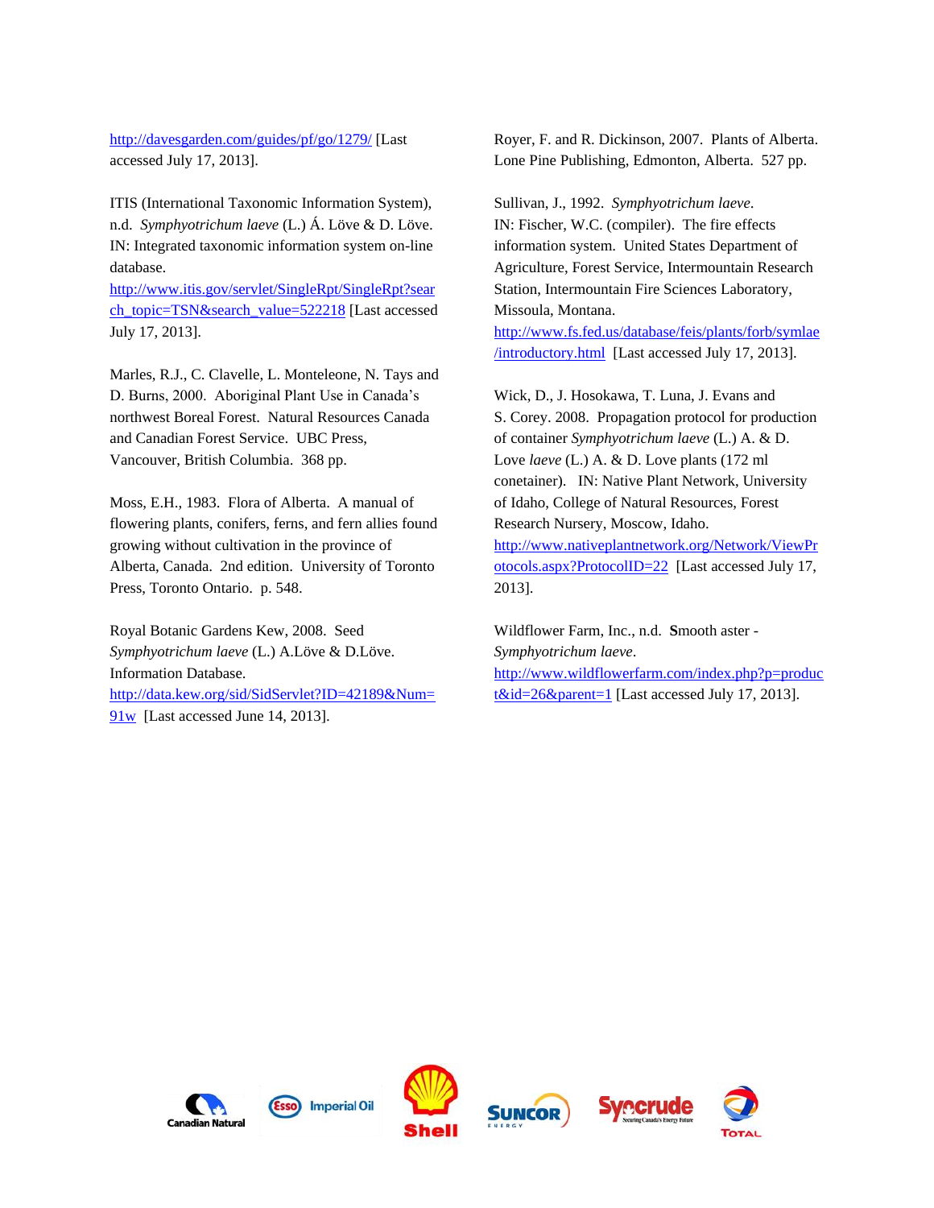http://davesgarden.com/guides/pf/go/1279/ [Last accessed July 17, 2013].

ITIS (International Taxonomic Information System), n.d. *Symphyotrichum laeve* (L.) Á. Löve & D. Löve. IN: Integrated taxonomic information system on-line database. http://www.itis.gov/servlet/SingleRpt/SingleRpt?search_topic=TSN&search_value=522218 [Last accessed July 17, 2013].

Marles, R.J., C. Clavelle, L. Monteleone, N. Tays and D. Burns, 2000. Aboriginal Plant Use in Canada's northwest Boreal Forest. Natural Resources Canada and Canadian Forest Service. UBC Press, Vancouver, British Columbia. 368 pp.

Moss, E.H., 1983. Flora of Alberta. A manual of flowering plants, conifers, ferns, and fern allies found growing without cultivation in the province of Alberta, Canada. 2nd edition. University of Toronto Press, Toronto Ontario. p. 548.

Royal Botanic Gardens Kew, 2008. Seed *Symphyotrichum laeve* (L.) A.Löve & D.Löve. Information Database. http://data.kew.org/sid/SidServlet?ID=42189&Num=91w [Last accessed June 14, 2013].

Royer, F. and R. Dickinson, 2007. Plants of Alberta. Lone Pine Publishing, Edmonton, Alberta. 527 pp.

Sullivan, J., 1992. *Symphyotrichum laeve*. IN: Fischer, W.C. (compiler). The fire effects information system. United States Department of Agriculture, Forest Service, Intermountain Research Station, Intermountain Fire Sciences Laboratory, Missoula, Montana. http://www.fs.fed.us/database/feis/plants/forb/symlae/introductory.html [Last accessed July 17, 2013].

Wick, D., J. Hosokawa, T. Luna, J. Evans and S. Corey. 2008. Propagation protocol for production of container *Symphyotrichum laeve* (L.) A. & D. Love *laeve* (L.) A. & D. Love plants (172 ml conetainer). IN: Native Plant Network, University of Idaho, College of Natural Resources, Forest Research Nursery, Moscow, Idaho. http://www.nativeplantnetwork.org/Network/ViewProtocols.aspx?ProtocolID=22 [Last accessed July 17, 2013].

Wildflower Farm, Inc., n.d. **S**mooth aster - *Symphyotrichum laeve*. http://www.wildflowerfarm.com/index.php?p=product&id=26&parent=1 [Last accessed July 17, 2013].